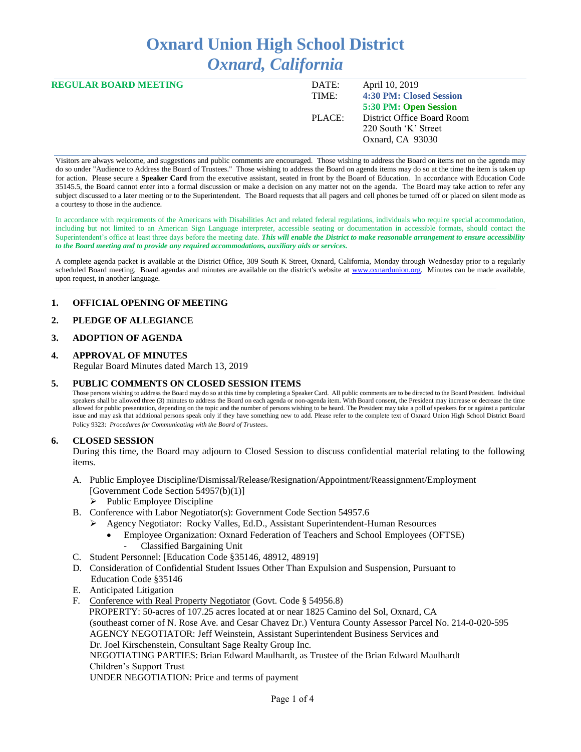# Oxnard Union High School District
## *Oxnard, California*

**REGULAR BOARD MEETING**

| | |
|---|---|
| DATE: | April 10, 2019 |
| TIME: | **4:30 PM: Closed Session** |
| | **5:30 PM: Open Session** |
| PLACE: | District Office Board Room |
| | 220 South 'K' Street |
| | Oxnard, CA 93030 |

Visitors are always welcome, and suggestions and public comments are encouraged. Those wishing to address the Board on items not on the agenda may do so under "Audience to Address the Board of Trustees." Those wishing to address the Board on agenda items may do so at the time the item is taken up for action. Please secure a **Speaker Card** from the executive assistant, seated in front by the Board of Education. In accordance with Education Code 35145.5, the Board cannot enter into a formal discussion or make a decision on any matter not on the agenda. The Board may take action to refer any subject discussed to a later meeting or to the Superintendent. The Board requests that all pagers and cell phones be turned off or placed on silent mode as a courtesy to those in the audience.

In accordance with requirements of the Americans with Disabilities Act and related federal regulations, individuals who require special accommodation, including but not limited to an American Sign Language interpreter, accessible seating or documentation in accessible formats, should contact the Superintendent's office at least three days before the meeting date. ***This will enable the District to make reasonable arrangement to ensure accessibility to the Board meeting and to provide any required accommodations, auxiliary aids or services.***

A complete agenda packet is available at the District Office, 309 South K Street, Oxnard, California, Monday through Wednesday prior to a regularly scheduled Board meeting. Board agendas and minutes are available on the district's website at www.oxnardunion.org. Minutes can be made available, upon request, in another language.

## 1. OFFICIAL OPENING OF MEETING

## 2. PLEDGE OF ALLEGIANCE

## 3. ADOPTION OF AGENDA

## 4. APPROVAL OF MINUTES

Regular Board Minutes dated March 13, 2019

## 5. PUBLIC COMMENTS ON CLOSED SESSION ITEMS

Those persons wishing to address the Board may do so at this time by completing a Speaker Card. All public comments are to be directed to the Board President. Individual speakers shall be allowed three (3) minutes to address the Board on each agenda or non-agenda item. With Board consent, the President may increase or decrease the time allowed for public presentation, depending on the topic and the number of persons wishing to be heard. The President may take a poll of speakers for or against a particular issue and may ask that additional persons speak only if they have something new to add. Please refer to the complete text of Oxnard Union High School District Board Policy 9323: *Procedures for Communicating with the Board of Trustees*.

## 6. CLOSED SESSION

During this time, the Board may adjourn to Closed Session to discuss confidential material relating to the following items.

A. Public Employee Discipline/Dismissal/Release/Resignation/Appointment/Reassignment/Employment [Government Code Section 54957(b)(1)]
   - Public Employee Discipline

B. Conference with Labor Negotiator(s): Government Code Section 54957.6
   - Agency Negotiator: Rocky Valles, Ed.D., Assistant Superintendent-Human Resources
     - Employee Organization: Oxnard Federation of Teachers and School Employees (OFTSE)
       - Classified Bargaining Unit

C. Student Personnel: [Education Code §35146, 48912, 48919]

D. Consideration of Confidential Student Issues Other Than Expulsion and Suspension, Pursuant to Education Code §35146

E. Anticipated Litigation

F. Conference with Real Property Negotiator (Govt. Code § 54956.8)
   PROPERTY: 50-acres of 107.25 acres located at or near 1825 Camino del Sol, Oxnard, CA (southeast corner of N. Rose Ave. and Cesar Chavez Dr.) Ventura County Assessor Parcel No. 214-0-020-595
   AGENCY NEGOTIATOR: Jeff Weinstein, Assistant Superintendent Business Services and Dr. Joel Kirschenstein, Consultant Sage Realty Group Inc.
   NEGOTIATING PARTIES: Brian Edward Maulhardt, as Trustee of the Brian Edward Maulhardt Children's Support Trust
   UNDER NEGOTIATION: Price and terms of payment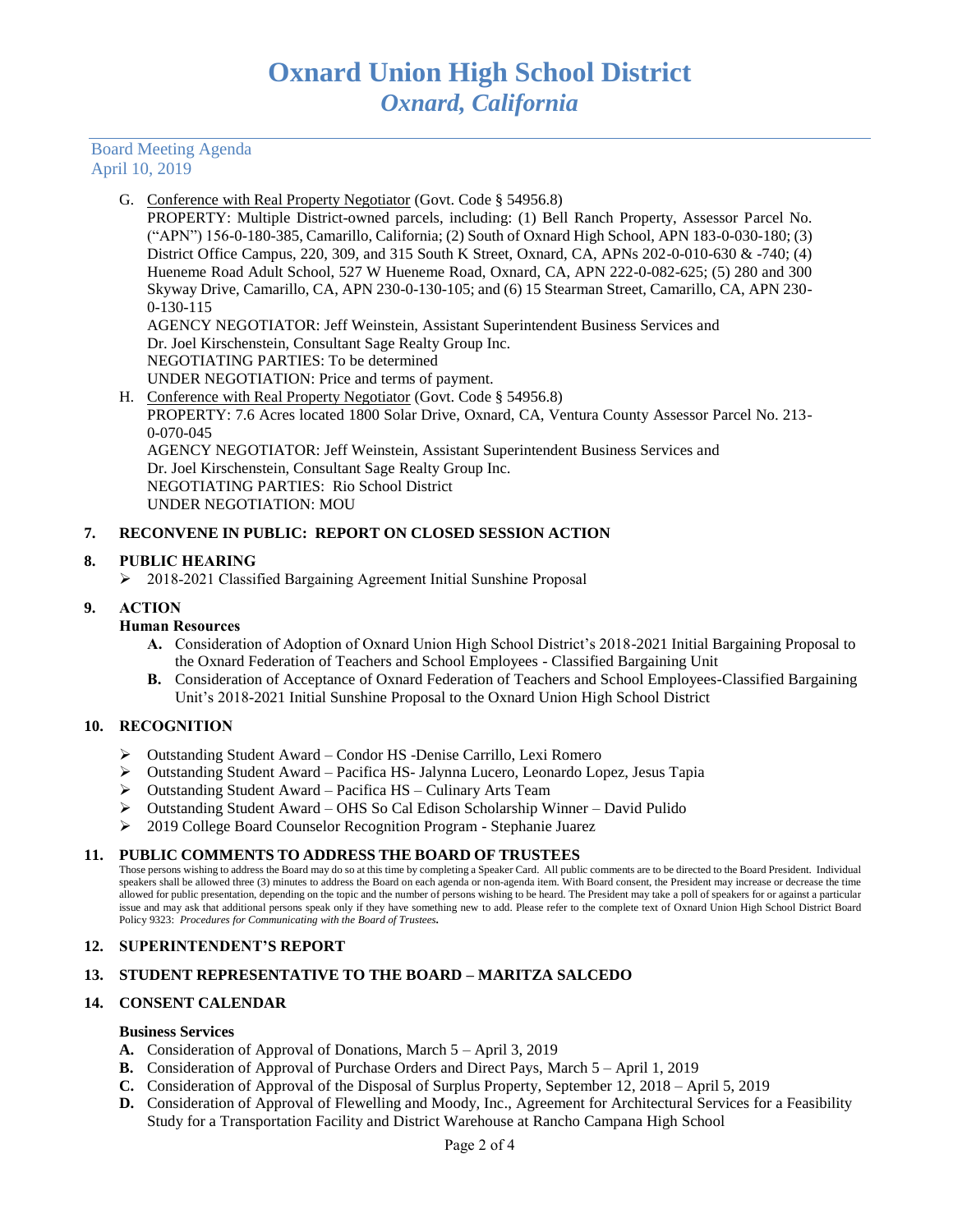G. Conference with Real Property Negotiator (Govt. Code § 54956.8)
PROPERTY: Multiple District-owned parcels, including: (1) Bell Ranch Property, Assessor Parcel No. ("APN") 156-0-180-385, Camarillo, California; (2) South of Oxnard High School, APN 183-0-030-180; (3) District Office Campus, 220, 309, and 315 South K Street, Oxnard, CA, APNs 202-0-010-630 & -740; (4) Hueneme Road Adult School, 527 W Hueneme Road, Oxnard, CA, APN 222-0-082-625; (5) 280 and 300 Skyway Drive, Camarillo, CA, APN 230-0-130-105; and (6) 15 Stearman Street, Camarillo, CA, APN 230-0-130-115
AGENCY NEGOTIATOR: Jeff Weinstein, Assistant Superintendent Business Services and Dr. Joel Kirschenstein, Consultant Sage Realty Group Inc.
NEGOTIATING PARTIES: To be determined
UNDER NEGOTIATION: Price and terms of payment.

H. Conference with Real Property Negotiator (Govt. Code § 54956.8)
PROPERTY: 7.6 Acres located 1800 Solar Drive, Oxnard, CA, Ventura County Assessor Parcel No. 213-0-070-045
AGENCY NEGOTIATOR: Jeff Weinstein, Assistant Superintendent Business Services and Dr. Joel Kirschenstein, Consultant Sage Realty Group Inc.
NEGOTIATING PARTIES: Rio School District
UNDER NEGOTIATION: MOU

## 7. RECONVENE IN PUBLIC: REPORT ON CLOSED SESSION ACTION

## 8. PUBLIC HEARING

- 2018-2021 Classified Bargaining Agreement Initial Sunshine Proposal

## 9. ACTION

**Human Resources**

- **A.** Consideration of Adoption of Oxnard Union High School District's 2018-2021 Initial Bargaining Proposal to the Oxnard Federation of Teachers and School Employees - Classified Bargaining Unit
- **B.** Consideration of Acceptance of Oxnard Federation of Teachers and School Employees-Classified Bargaining Unit's 2018-2021 Initial Sunshine Proposal to the Oxnard Union High School District

## 10. RECOGNITION

- Outstanding Student Award – Condor HS -Denise Carrillo, Lexi Romero
- Outstanding Student Award – Pacifica HS- Jalynna Lucero, Leonardo Lopez, Jesus Tapia
- Outstanding Student Award – Pacifica HS – Culinary Arts Team
- Outstanding Student Award – OHS So Cal Edison Scholarship Winner – David Pulido
- 2019 College Board Counselor Recognition Program - Stephanie Juarez

## 11. PUBLIC COMMENTS TO ADDRESS THE BOARD OF TRUSTEES

Those persons wishing to address the Board may do so at this time by completing a Speaker Card. All public comments are to be directed to the Board President. Individual speakers shall be allowed three (3) minutes to address the Board on each agenda or non-agenda item. With Board consent, the President may increase or decrease the time allowed for public presentation, depending on the topic and the number of persons wishing to be heard. The President may take a poll of speakers for or against a particular issue and may ask that additional persons speak only if they have something new to add. Please refer to the complete text of Oxnard Union High School District Board Policy 9323: *Procedures for Communicating with the Board of Trustees***.**

## 12. SUPERINTENDENT'S REPORT

## 13. STUDENT REPRESENTATIVE TO THE BOARD – MARITZA SALCEDO

## 14. CONSENT CALENDAR

**Business Services**

- **A.** Consideration of Approval of Donations, March 5 – April 3, 2019
- **B.** Consideration of Approval of Purchase Orders and Direct Pays, March 5 – April 1, 2019
- **C.** Consideration of Approval of the Disposal of Surplus Property, September 12, 2018 – April 5, 2019
- **D.** Consideration of Approval of Flewelling and Moody, Inc., Agreement for Architectural Services for a Feasibility Study for a Transportation Facility and District Warehouse at Rancho Campana High School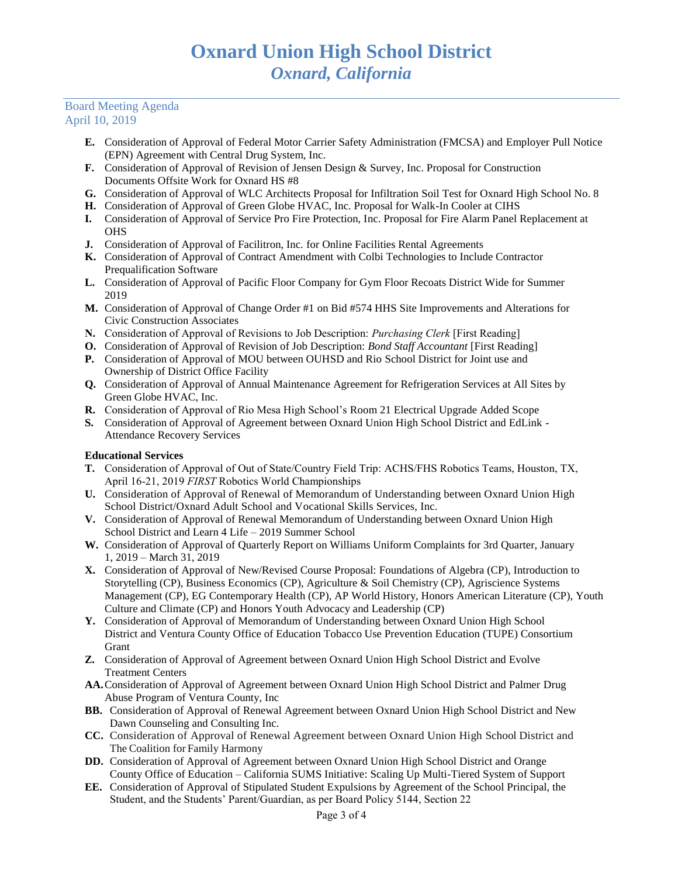- **E.** Consideration of Approval of Federal Motor Carrier Safety Administration (FMCSA) and Employer Pull Notice (EPN) Agreement with Central Drug System, Inc.
- **F.** Consideration of Approval of Revision of Jensen Design & Survey, Inc. Proposal for Construction Documents Offsite Work for Oxnard HS #8
- **G.** Consideration of Approval of WLC Architects Proposal for Infiltration Soil Test for Oxnard High School No. 8
- **H.** Consideration of Approval of Green Globe HVAC, Inc. Proposal for Walk-In Cooler at CIHS
- **I.** Consideration of Approval of Service Pro Fire Protection, Inc. Proposal for Fire Alarm Panel Replacement at OHS
- **J.** Consideration of Approval of Facilitron, Inc. for Online Facilities Rental Agreements
- **K.** Consideration of Approval of Contract Amendment with Colbi Technologies to Include Contractor Prequalification Software
- **L.** Consideration of Approval of Pacific Floor Company for Gym Floor Recoats District Wide for Summer 2019
- **M.** Consideration of Approval of Change Order #1 on Bid #574 HHS Site Improvements and Alterations for Civic Construction Associates
- **N.** Consideration of Approval of Revisions to Job Description: *Purchasing Clerk* [First Reading]
- **O.** Consideration of Approval of Revision of Job Description: *Bond Staff Accountant* [First Reading]
- **P.** Consideration of Approval of MOU between OUHSD and Rio School District for Joint use and Ownership of District Office Facility
- **Q.** Consideration of Approval of Annual Maintenance Agreement for Refrigeration Services at All Sites by Green Globe HVAC, Inc.
- **R.** Consideration of Approval of Rio Mesa High School's Room 21 Electrical Upgrade Added Scope
- **S.** Consideration of Approval of Agreement between Oxnard Union High School District and EdLink - Attendance Recovery Services

**Educational Services**

- **T.** Consideration of Approval of Out of State/Country Field Trip: ACHS/FHS Robotics Teams, Houston, TX, April 16-21, 2019 *FIRST* Robotics World Championships
- **U.** Consideration of Approval of Renewal of Memorandum of Understanding between Oxnard Union High School District/Oxnard Adult School and Vocational Skills Services, Inc.
- **V.** Consideration of Approval of Renewal Memorandum of Understanding between Oxnard Union High School District and Learn 4 Life – 2019 Summer School
- **W.** Consideration of Approval of Quarterly Report on Williams Uniform Complaints for 3rd Quarter, January 1, 2019 – March 31, 2019
- **X.** Consideration of Approval of New/Revised Course Proposal: Foundations of Algebra (CP), Introduction to Storytelling (CP), Business Economics (CP), Agriculture & Soil Chemistry (CP), Agriscience Systems Management (CP), EG Contemporary Health (CP), AP World History, Honors American Literature (CP), Youth Culture and Climate (CP) and Honors Youth Advocacy and Leadership (CP)
- **Y.** Consideration of Approval of Memorandum of Understanding between Oxnard Union High School District and Ventura County Office of Education Tobacco Use Prevention Education (TUPE) Consortium Grant
- **Z.** Consideration of Approval of Agreement between Oxnard Union High School District and Evolve Treatment Centers
- **AA.** Consideration of Approval of Agreement between Oxnard Union High School District and Palmer Drug Abuse Program of Ventura County, Inc
- **BB.** Consideration of Approval of Renewal Agreement between Oxnard Union High School District and New Dawn Counseling and Consulting Inc.
- **CC.** Consideration of Approval of Renewal Agreement between Oxnard Union High School District and The Coalition for Family Harmony
- **DD.** Consideration of Approval of Agreement between Oxnard Union High School District and Orange County Office of Education – California SUMS Initiative: Scaling Up Multi-Tiered System of Support
- **EE.** Consideration of Approval of Stipulated Student Expulsions by Agreement of the School Principal, the Student, and the Students' Parent/Guardian, as per Board Policy 5144, Section 22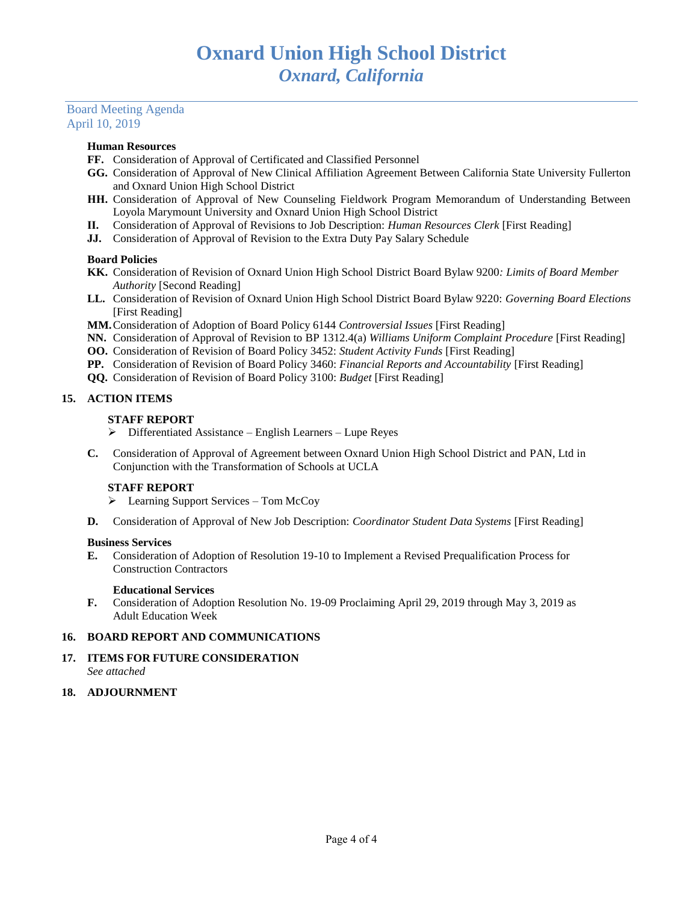# Oxnard Union High School District
## *Oxnard, California*

Board Meeting Agenda
April 10, 2019

**Human Resources**

**FF.** Consideration of Approval of Certificated and Classified Personnel

**GG.** Consideration of Approval of New Clinical Affiliation Agreement Between California State University Fullerton and Oxnard Union High School District

**HH.** Consideration of Approval of New Counseling Fieldwork Program Memorandum of Understanding Between Loyola Marymount University and Oxnard Union High School District

**II.** Consideration of Approval of Revisions to Job Description: *Human Resources Clerk* [First Reading]

**JJ.** Consideration of Approval of Revision to the Extra Duty Pay Salary Schedule

**Board Policies**

**KK.** Consideration of Revision of Oxnard Union High School District Board Bylaw 9200*: Limits of Board Member Authority* [Second Reading]

**LL.** Consideration of Revision of Oxnard Union High School District Board Bylaw 9220: *Governing Board Elections* [First Reading]

**MM.** Consideration of Adoption of Board Policy 6144 *Controversial Issues* [First Reading]

**NN.** Consideration of Approval of Revision to BP 1312.4(a) *Williams Uniform Complaint Procedure* [First Reading]

**OO.** Consideration of Revision of Board Policy 3452: *Student Activity Funds* [First Reading]

**PP.** Consideration of Revision of Board Policy 3460: *Financial Reports and Accountability* [First Reading]

**QQ.** Consideration of Revision of Board Policy 3100: *Budget* [First Reading]

**15. ACTION ITEMS**

**STAFF REPORT**

- Differentiated Assistance – English Learners – Lupe Reyes

**C.** Consideration of Approval of Agreement between Oxnard Union High School District and PAN, Ltd in Conjunction with the Transformation of Schools at UCLA

**STAFF REPORT**

- Learning Support Services – Tom McCoy

**D.** Consideration of Approval of New Job Description: *Coordinator Student Data Systems* [First Reading]

**Business Services**

**E.** Consideration of Adoption of Resolution 19-10 to Implement a Revised Prequalification Process for Construction Contractors

**Educational Services**

**F.** Consideration of Adoption Resolution No. 19-09 Proclaiming April 29, 2019 through May 3, 2019 as Adult Education Week

**16. BOARD REPORT AND COMMUNICATIONS**

**17. ITEMS FOR FUTURE CONSIDERATION**
*See attached*

**18. ADJOURNMENT**